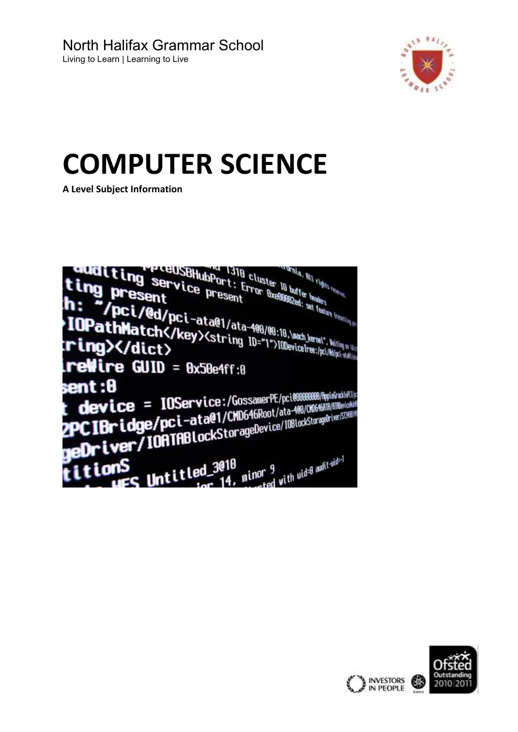North Halifax Grammar School

Living to Learn | Learning to Live

# COMPUTER SCIENCE

**A Level Subject Information**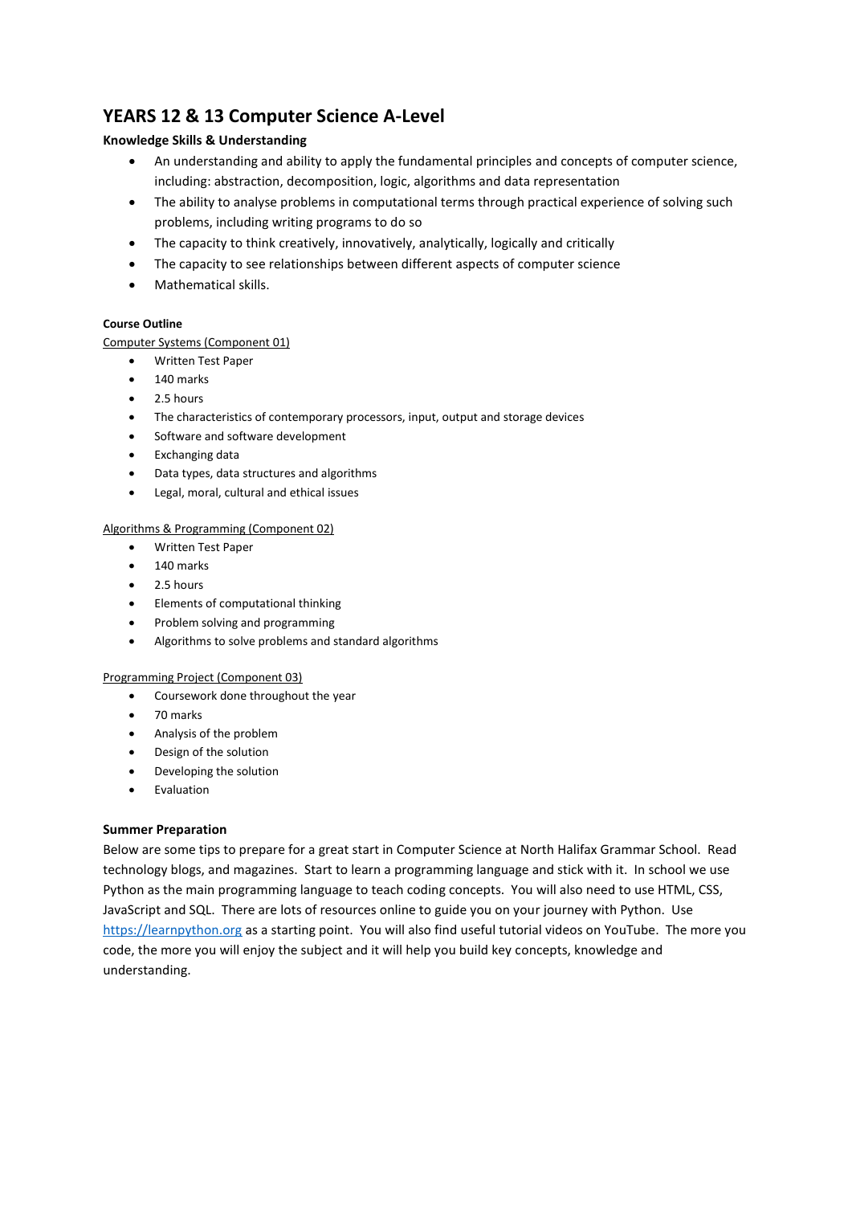# YEARS 12 & 13 Computer Science A-Level

**Knowledge Skills & Understanding**

- An understanding and ability to apply the fundamental principles and concepts of computer science, including: abstraction, decomposition, logic, algorithms and data representation
- The ability to analyse problems in computational terms through practical experience of solving such problems, including writing programs to do so
- The capacity to think creatively, innovatively, analytically, logically and critically
- The capacity to see relationships between different aspects of computer science
- Mathematical skills.

**Course Outline**

<u>Computer Systems (Component 01)</u>

- Written Test Paper
- 140 marks
- 2.5 hours
- The characteristics of contemporary processors, input, output and storage devices
- Software and software development
- Exchanging data
- Data types, data structures and algorithms
- Legal, moral, cultural and ethical issues

<u>Algorithms & Programming (Component 02)</u>

- Written Test Paper
- 140 marks
- 2.5 hours
- Elements of computational thinking
- Problem solving and programming
- Algorithms to solve problems and standard algorithms

<u>Programming Project (Component 03)</u>

- Coursework done throughout the year
- 70 marks
- Analysis of the problem
- Design of the solution
- Developing the solution
- Evaluation

**Summer Preparation**

Below are some tips to prepare for a great start in Computer Science at North Halifax Grammar School. Read technology blogs, and magazines. Start to learn a programming language and stick with it. In school we use Python as the main programming language to teach coding concepts. You will also need to use HTML, CSS, JavaScript and SQL. There are lots of resources online to guide you on your journey with Python. Use [https://learnpython.org](https://learnpython.org) as a starting point. You will also find useful tutorial videos on YouTube. The more you code, the more you will enjoy the subject and it will help you build key concepts, knowledge and understanding.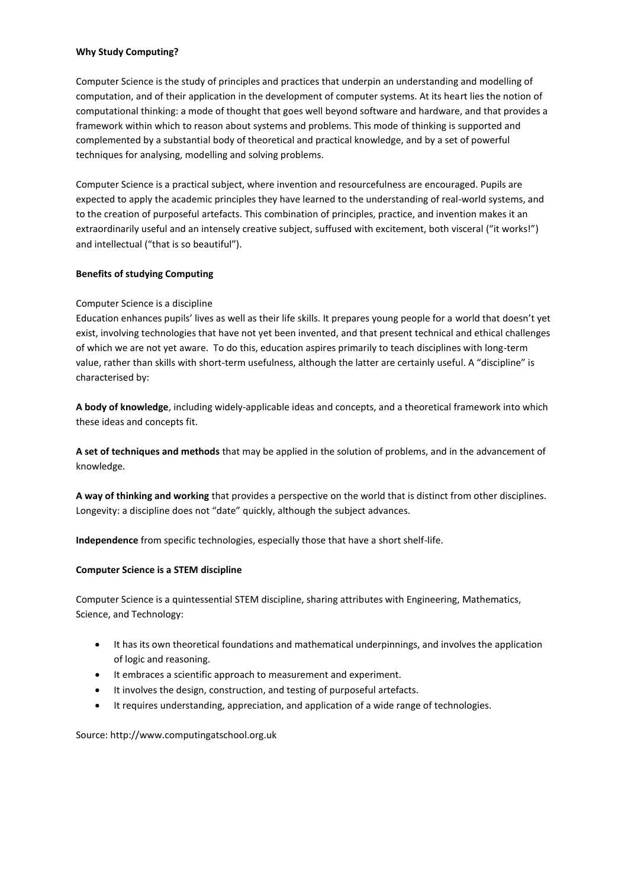**Why Study Computing?**

Computer Science is the study of principles and practices that underpin an understanding and modelling of computation, and of their application in the development of computer systems. At its heart lies the notion of computational thinking: a mode of thought that goes well beyond software and hardware, and that provides a framework within which to reason about systems and problems. This mode of thinking is supported and complemented by a substantial body of theoretical and practical knowledge, and by a set of powerful techniques for analysing, modelling and solving problems.

Computer Science is a practical subject, where invention and resourcefulness are encouraged. Pupils are expected to apply the academic principles they have learned to the understanding of real-world systems, and to the creation of purposeful artefacts. This combination of principles, practice, and invention makes it an extraordinarily useful and an intensely creative subject, suffused with excitement, both visceral ("it works!") and intellectual ("that is so beautiful").

**Benefits of studying Computing**

Computer Science is a discipline

Education enhances pupils' lives as well as their life skills. It prepares young people for a world that doesn't yet exist, involving technologies that have not yet been invented, and that present technical and ethical challenges of which we are not yet aware. To do this, education aspires primarily to teach disciplines with long-term value, rather than skills with short-term usefulness, although the latter are certainly useful. A "discipline" is characterised by:

**A body of knowledge**, including widely-applicable ideas and concepts, and a theoretical framework into which these ideas and concepts fit.

**A set of techniques and methods** that may be applied in the solution of problems, and in the advancement of knowledge.

**A way of thinking and working** that provides a perspective on the world that is distinct from other disciplines. Longevity: a discipline does not "date" quickly, although the subject advances.

**Independence** from specific technologies, especially those that have a short shelf-life.

**Computer Science is a STEM discipline**

Computer Science is a quintessential STEM discipline, sharing attributes with Engineering, Mathematics, Science, and Technology:

- It has its own theoretical foundations and mathematical underpinnings, and involves the application of logic and reasoning.
- It embraces a scientific approach to measurement and experiment.
- It involves the design, construction, and testing of purposeful artefacts.
- It requires understanding, appreciation, and application of a wide range of technologies.

Source: http://www.computingatschool.org.uk